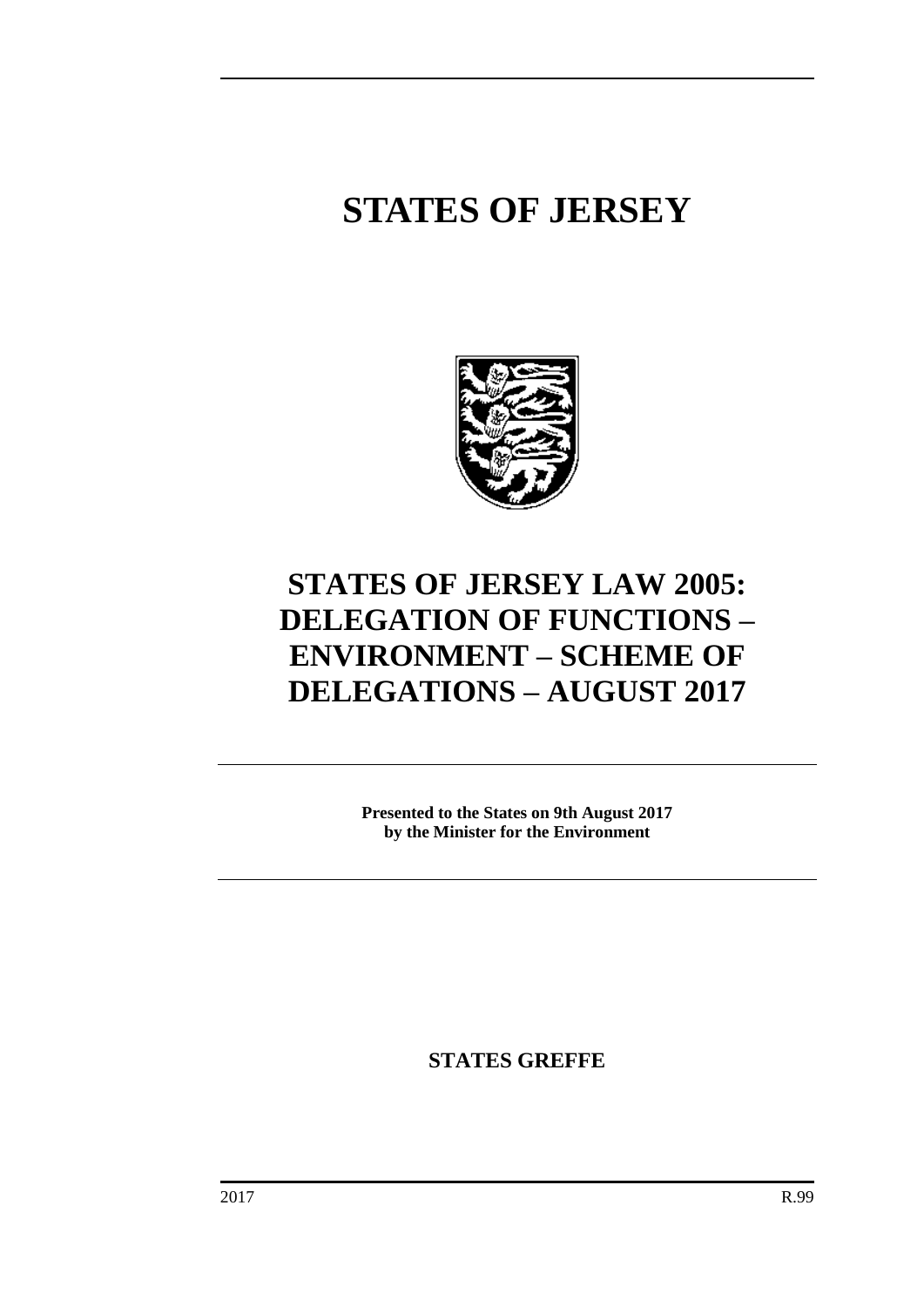# STATES OF JERSEY

# STATES OF JERSEY LAW 2005: DELEGATION OF FUNCTIONS – ENVIRONMENT – SCHEME OF DELEGATIONS – AUGUST 2017

**Presented to the States on 9th August 2017 by the Minister for the Environment**

**STATES GREFFE**

2017 R.99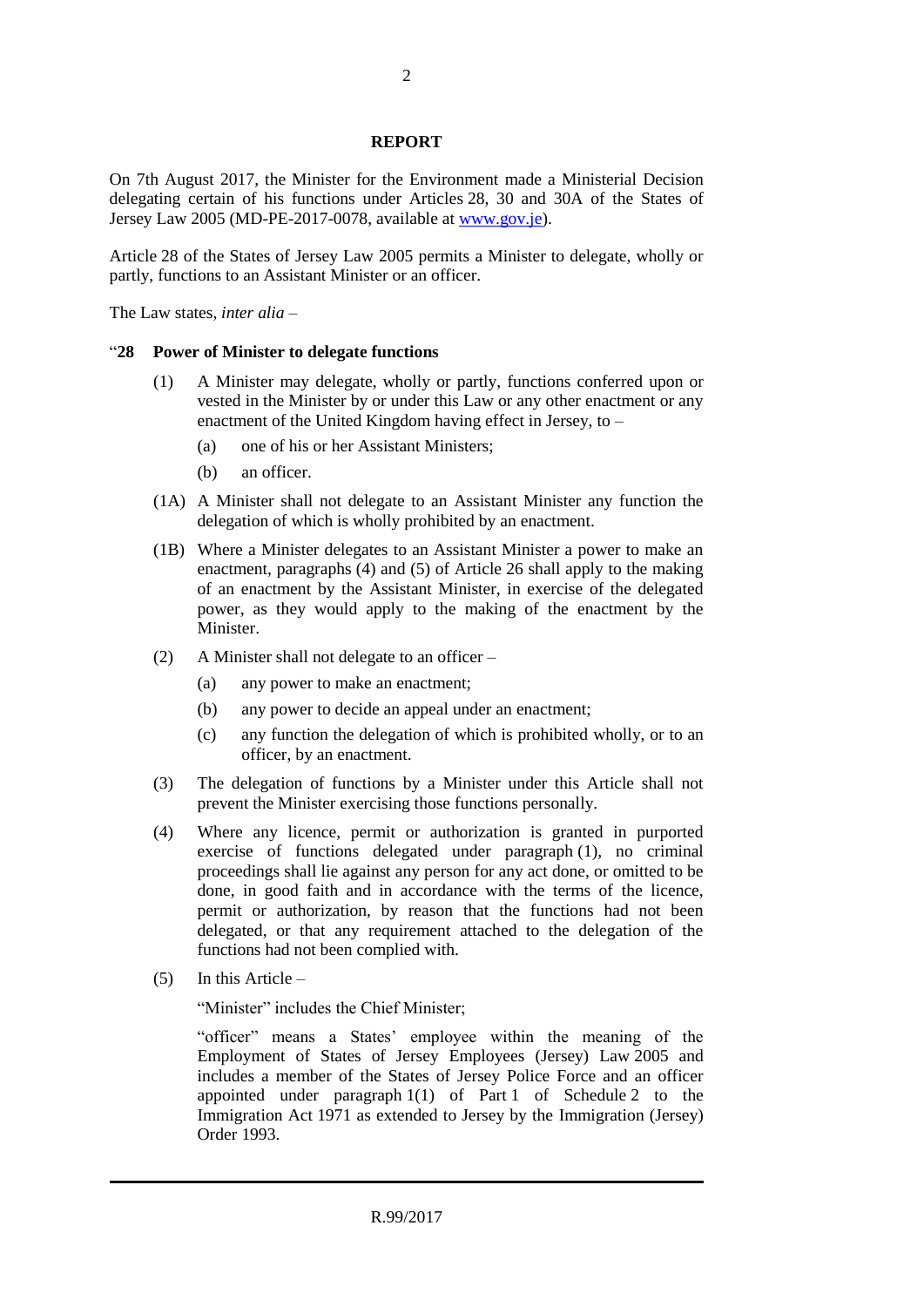## REPORT

On 7th August 2017, the Minister for the Environment made a Ministerial Decision delegating certain of his functions under Articles 28, 30 and 30A of the States of Jersey Law 2005 (MD-PE-2017-0078, available at [www.gov.je](www.gov.je)).

Article 28 of the States of Jersey Law 2005 permits a Minister to delegate, wholly or partly, functions to an Assistant Minister or an officer.

The Law states, *inter alia* –

"**28 Power of Minister to delegate functions**

(1) A Minister may delegate, wholly or partly, functions conferred upon or vested in the Minister by or under this Law or any other enactment or any enactment of the United Kingdom having effect in Jersey, to –

  (a) one of his or her Assistant Ministers;

  (b) an officer.

(1A) A Minister shall not delegate to an Assistant Minister any function the delegation of which is wholly prohibited by an enactment.

(1B) Where a Minister delegates to an Assistant Minister a power to make an enactment, paragraphs (4) and (5) of Article 26 shall apply to the making of an enactment by the Assistant Minister, in exercise of the delegated power, as they would apply to the making of the enactment by the Minister.

(2) A Minister shall not delegate to an officer –

  (a) any power to make an enactment;

  (b) any power to decide an appeal under an enactment;

  (c) any function the delegation of which is prohibited wholly, or to an officer, by an enactment.

(3) The delegation of functions by a Minister under this Article shall not prevent the Minister exercising those functions personally.

(4) Where any licence, permit or authorization is granted in purported exercise of functions delegated under paragraph (1), no criminal proceedings shall lie against any person for any act done, or omitted to be done, in good faith and in accordance with the terms of the licence, permit or authorization, by reason that the functions had not been delegated, or that any requirement attached to the delegation of the functions had not been complied with.

(5) In this Article –

"Minister" includes the Chief Minister;

"officer" means a States' employee within the meaning of the Employment of States of Jersey Employees (Jersey) Law 2005 and includes a member of the States of Jersey Police Force and an officer appointed under paragraph 1(1) of Part 1 of Schedule 2 to the Immigration Act 1971 as extended to Jersey by the Immigration (Jersey) Order 1993.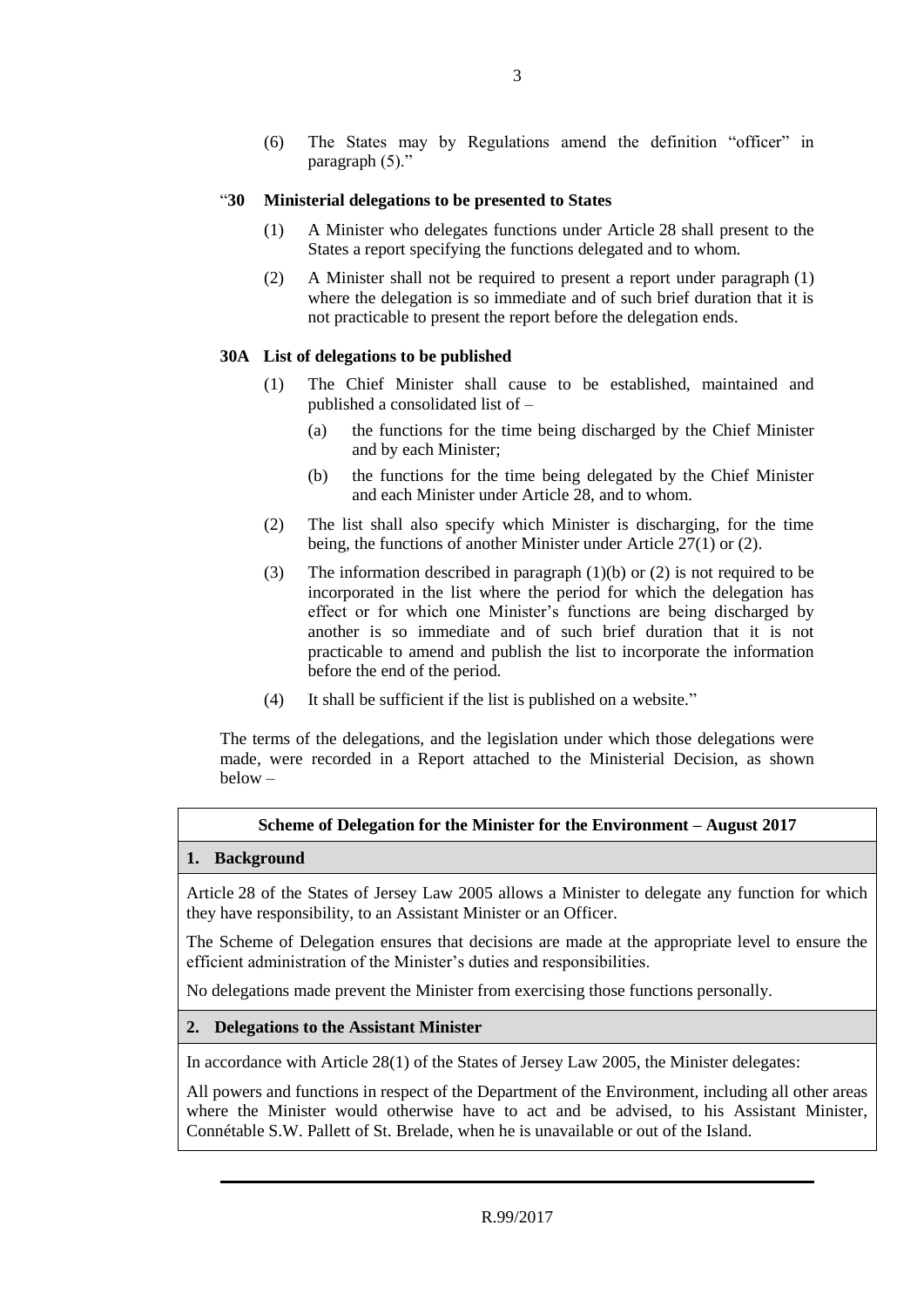(6) The States may by Regulations amend the definition "officer" in paragraph (5)."

"**30 Ministerial delegations to be presented to States**

(1) A Minister who delegates functions under Article 28 shall present to the States a report specifying the functions delegated and to whom.

(2) A Minister shall not be required to present a report under paragraph (1) where the delegation is so immediate and of such brief duration that it is not practicable to present the report before the delegation ends.

**30A List of delegations to be published**

(1) The Chief Minister shall cause to be established, maintained and published a consolidated list of –

(a) the functions for the time being discharged by the Chief Minister and by each Minister;

(b) the functions for the time being delegated by the Chief Minister and each Minister under Article 28, and to whom.

(2) The list shall also specify which Minister is discharging, for the time being, the functions of another Minister under Article 27(1) or (2).

(3) The information described in paragraph (1)(b) or (2) is not required to be incorporated in the list where the period for which the delegation has effect or for which one Minister's functions are being discharged by another is so immediate and of such brief duration that it is not practicable to amend and publish the list to incorporate the information before the end of the period.

(4) It shall be sufficient if the list is published on a website."

The terms of the delegations, and the legislation under which those delegations were made, were recorded in a Report attached to the Ministerial Decision, as shown below –

| **Scheme of Delegation for the Minister for the Environment – August 2017** |
|---|
| **1. Background** |
| Article 28 of the States of Jersey Law 2005 allows a Minister to delegate any function for which they have responsibility, to an Assistant Minister or an Officer. <br><br> The Scheme of Delegation ensures that decisions are made at the appropriate level to ensure the efficient administration of the Minister's duties and responsibilities. <br><br> No delegations made prevent the Minister from exercising those functions personally. |
| **2. Delegations to the Assistant Minister** |
| In accordance with Article 28(1) of the States of Jersey Law 2005, the Minister delegates: <br><br> All powers and functions in respect of the Department of the Environment, including all other areas where the Minister would otherwise have to act and be advised, to his Assistant Minister, Connétable S.W. Pallett of St. Brelade, when he is unavailable or out of the Island. |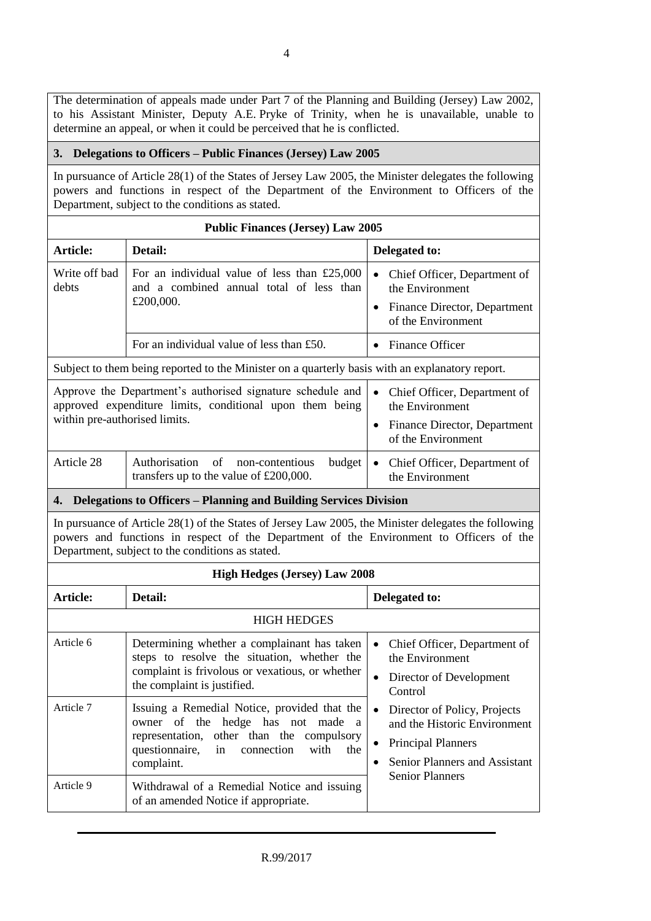The determination of appeals made under Part 7 of the Planning and Building (Jersey) Law 2002, to his Assistant Minister, Deputy A.E. Pryke of Trinity, when he is unavailable, unable to determine an appeal, or when it could be perceived that he is conflicted.

### 3. Delegations to Officers – Public Finances (Jersey) Law 2005

In pursuance of Article 28(1) of the States of Jersey Law 2005, the Minister delegates the following powers and functions in respect of the Department of the Environment to Officers of the Department, subject to the conditions as stated.

**Public Finances (Jersey) Law 2005**

| Article: | Detail: | Delegated to: |
|---|---|---|
| Write off bad debts | For an individual value of less than £25,000 and a combined annual total of less than £200,000. | • Chief Officer, Department of the Environment<br>• Finance Director, Department of the Environment |
| | For an individual value of less than £50. | • Finance Officer |
| Subject to them being reported to the Minister on a quarterly basis with an explanatory report. | | |
| Approve the Department's authorised signature schedule and approved expenditure limits, conditional upon them being within pre-authorised limits. | | • Chief Officer, Department of the Environment<br>• Finance Director, Department of the Environment |
| Article 28 | Authorisation of non-contentious budget transfers up to the value of £200,000. | • Chief Officer, Department of the Environment |

### 4. Delegations to Officers – Planning and Building Services Division

In pursuance of Article 28(1) of the States of Jersey Law 2005, the Minister delegates the following powers and functions in respect of the Department of the Environment to Officers of the Department, subject to the conditions as stated.

**High Hedges (Jersey) Law 2008**

| Article: | Detail: | Delegated to: |
|---|---|---|
| HIGH HEDGES | | |
| Article 6 | Determining whether a complainant has taken steps to resolve the situation, whether the complaint is frivolous or vexatious, or whether the complaint is justified. | • Chief Officer, Department of the Environment<br>• Director of Development Control<br>• Director of Policy, Projects and the Historic Environment<br>• Principal Planners<br>• Senior Planners and Assistant Senior Planners |
| Article 7 | Issuing a Remedial Notice, provided that the owner of the hedge has not made a representation, other than the compulsory questionnaire, in connection with the complaint. | |
| Article 9 | Withdrawal of a Remedial Notice and issuing of an amended Notice if appropriate. | |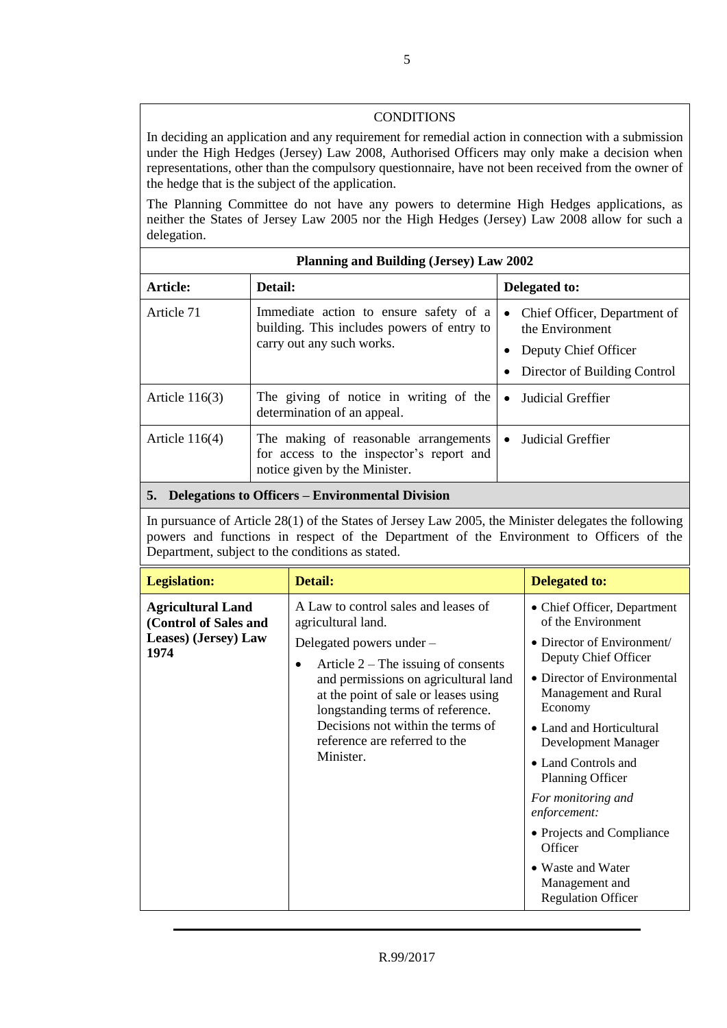CONDITIONS

In deciding an application and any requirement for remedial action in connection with a submission under the High Hedges (Jersey) Law 2008, Authorised Officers may only make a decision when representations, other than the compulsory questionnaire, have not been received from the owner of the hedge that is the subject of the application.

The Planning Committee do not have any powers to determine High Hedges applications, as neither the States of Jersey Law 2005 nor the High Hedges (Jersey) Law 2008 allow for such a delegation.

**Planning and Building (Jersey) Law 2002**

| Article: | Detail: | Delegated to: |
|---|---|---|
| Article 71 | Immediate action to ensure safety of a building. This includes powers of entry to carry out any such works. | • Chief Officer, Department of the Environment<br>• Deputy Chief Officer<br>• Director of Building Control |
| Article 116(3) | The giving of notice in writing of the determination of an appeal. | • Judicial Greffier |
| Article 116(4) | The making of reasonable arrangements for access to the inspector's report and notice given by the Minister. | • Judicial Greffier |

## 5. Delegations to Officers – Environmental Division

In pursuance of Article 28(1) of the States of Jersey Law 2005, the Minister delegates the following powers and functions in respect of the Department of the Environment to Officers of the Department, subject to the conditions as stated.

| Legislation: | Detail: | Delegated to: |
|---|---|---|
| **Agricultural Land (Control of Sales and Leases) (Jersey) Law 1974** | A Law to control sales and leases of agricultural land.<br>Delegated powers under –<br>• Article 2 – The issuing of consents and permissions on agricultural land at the point of sale or leases using longstanding terms of reference. Decisions not within the terms of reference are referred to the Minister. | • Chief Officer, Department of the Environment<br>• Director of Environment/ Deputy Chief Officer<br>• Director of Environmental Management and Rural Economy<br>• Land and Horticultural Development Manager<br>• Land Controls and Planning Officer<br>*For monitoring and enforcement:*<br>• Projects and Compliance Officer<br>• Waste and Water Management and Regulation Officer |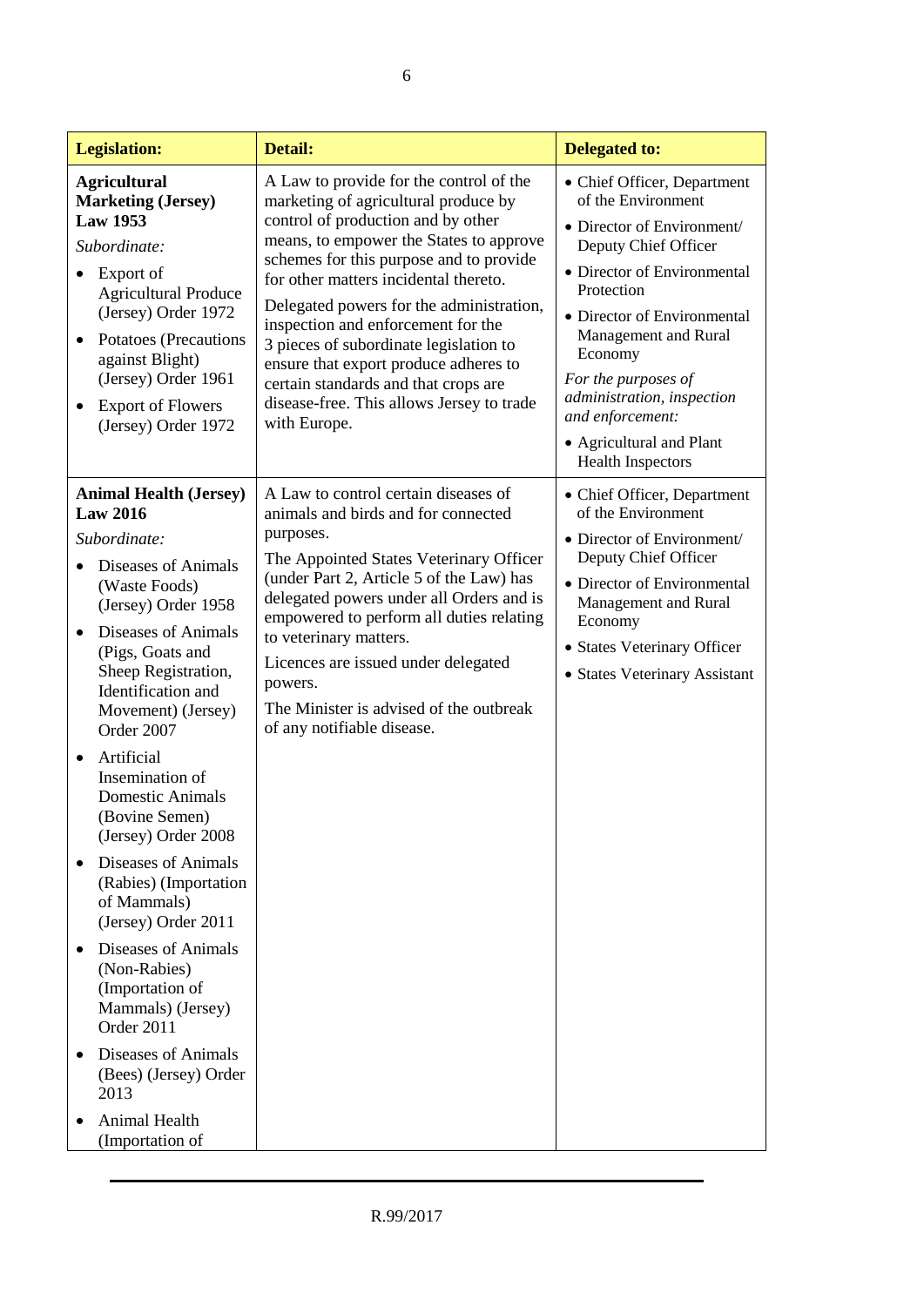| Legislation: | Detail: | Delegated to: |
|---|---|---|
| **Agricultural Marketing (Jersey) Law 1953**<br>*Subordinate:*<br>• Export of Agricultural Produce (Jersey) Order 1972<br>• Potatoes (Precautions against Blight) (Jersey) Order 1961<br>• Export of Flowers (Jersey) Order 1972 | A Law to provide for the control of the marketing of agricultural produce by control of production and by other means, to empower the States to approve schemes for this purpose and to provide for other matters incidental thereto.<br>Delegated powers for the administration, inspection and enforcement for the 3 pieces of subordinate legislation to ensure that export produce adheres to certain standards and that crops are disease-free. This allows Jersey to trade with Europe. | • Chief Officer, Department of the Environment<br>• Director of Environment/ Deputy Chief Officer<br>• Director of Environmental Protection<br>• Director of Environmental Management and Rural Economy<br>*For the purposes of administration, inspection and enforcement:*<br>• Agricultural and Plant Health Inspectors |
| **Animal Health (Jersey) Law 2016**<br>*Subordinate:*<br>• Diseases of Animals (Waste Foods) (Jersey) Order 1958<br>• Diseases of Animals (Pigs, Goats and Sheep Registration, Identification and Movement) (Jersey) Order 2007<br>• Artificial Insemination of Domestic Animals (Bovine Semen) (Jersey) Order 2008<br>• Diseases of Animals (Rabies) (Importation of Mammals) (Jersey) Order 2011<br>• Diseases of Animals (Non-Rabies) (Importation of Mammals) (Jersey) Order 2011<br>• Diseases of Animals (Bees) (Jersey) Order 2013<br>• Animal Health (Importation of | A Law to control certain diseases of animals and birds and for connected purposes.<br>The Appointed States Veterinary Officer (under Part 2, Article 5 of the Law) has delegated powers under all Orders and is empowered to perform all duties relating to veterinary matters.<br>Licences are issued under delegated powers.<br>The Minister is advised of the outbreak of any notifiable disease. | • Chief Officer, Department of the Environment<br>• Director of Environment/ Deputy Chief Officer<br>• Director of Environmental Management and Rural Economy<br>• States Veterinary Officer<br>• States Veterinary Assistant |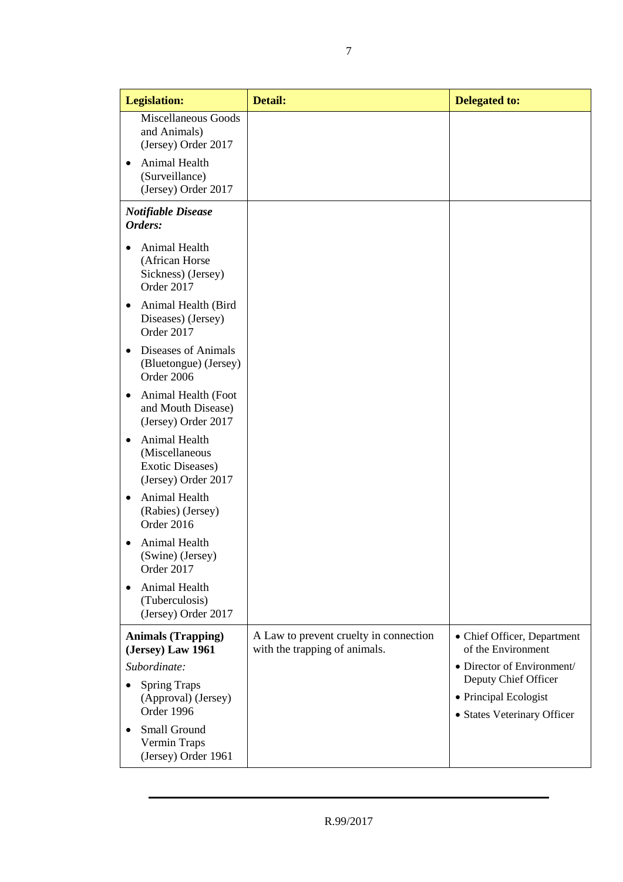| Legislation: | Detail: | Delegated to: |
|---|---|---|
| Miscellaneous Goods and Animals) (Jersey) Order 2017<br>• Animal Health (Surveillance) (Jersey) Order 2017 | | |
| ***Notifiable Disease Orders:***<br>• Animal Health (African Horse Sickness) (Jersey) Order 2017<br>• Animal Health (Bird Diseases) (Jersey) Order 2017<br>• Diseases of Animals (Bluetongue) (Jersey) Order 2006<br>• Animal Health (Foot and Mouth Disease) (Jersey) Order 2017<br>• Animal Health (Miscellaneous Exotic Diseases) (Jersey) Order 2017<br>• Animal Health (Rabies) (Jersey) Order 2016<br>• Animal Health (Swine) (Jersey) Order 2017<br>• Animal Health (Tuberculosis) (Jersey) Order 2017 | | |
| **Animals (Trapping) (Jersey) Law 1961**<br>*Subordinate:*<br>• Spring Traps (Approval) (Jersey) Order 1996<br>• Small Ground Vermin Traps (Jersey) Order 1961 | A Law to prevent cruelty in connection with the trapping of animals. | • Chief Officer, Department of the Environment<br>• Director of Environment/ Deputy Chief Officer<br>• Principal Ecologist<br>• States Veterinary Officer |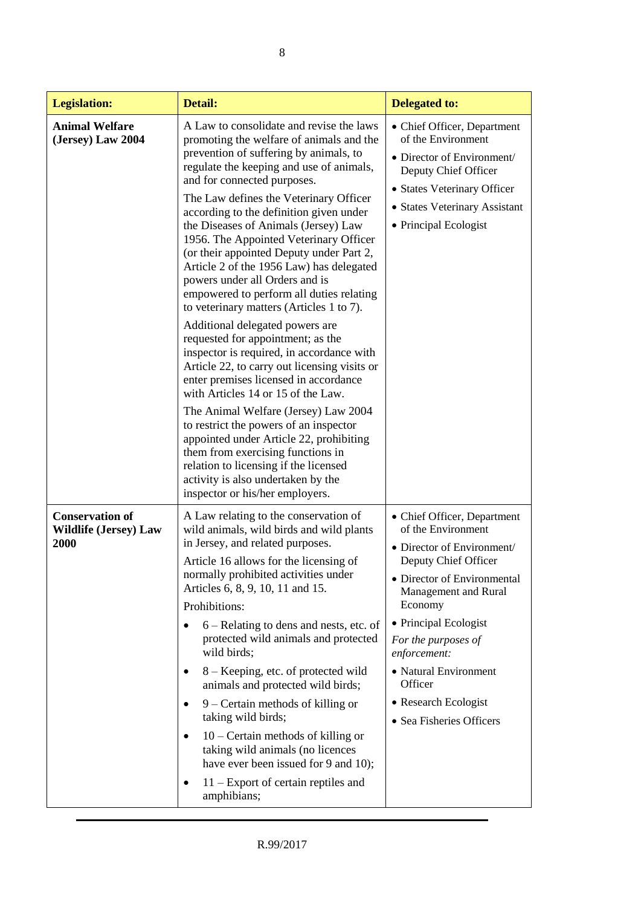| Legislation: | Detail: | Delegated to: |
|---|---|---|
| **Animal Welfare (Jersey) Law 2004** | A Law to consolidate and revise the laws promoting the welfare of animals and the prevention of suffering by animals, to regulate the keeping and use of animals, and for connected purposes.<br><br>The Law defines the Veterinary Officer according to the definition given under the Diseases of Animals (Jersey) Law 1956. The Appointed Veterinary Officer (or their appointed Deputy under Part 2, Article 2 of the 1956 Law) has delegated powers under all Orders and is empowered to perform all duties relating to veterinary matters (Articles 1 to 7).<br><br>Additional delegated powers are requested for appointment; as the inspector is required, in accordance with Article 22, to carry out licensing visits or enter premises licensed in accordance with Articles 14 or 15 of the Law.<br><br>The Animal Welfare (Jersey) Law 2004 to restrict the powers of an inspector appointed under Article 22, prohibiting them from exercising functions in relation to licensing if the licensed activity is also undertaken by the inspector or his/her employers. | • Chief Officer, Department of the Environment<br>• Director of Environment/ Deputy Chief Officer<br>• States Veterinary Officer<br>• States Veterinary Assistant<br>• Principal Ecologist |
| **Conservation of Wildlife (Jersey) Law 2000** | A Law relating to the conservation of wild animals, wild birds and wild plants in Jersey, and related purposes.<br><br>Article 16 allows for the licensing of normally prohibited activities under Articles 6, 8, 9, 10, 11 and 15.<br><br>Prohibitions:<br>• 6 – Relating to dens and nests, etc. of protected wild animals and protected wild birds;<br>• 8 – Keeping, etc. of protected wild animals and protected wild birds;<br>• 9 – Certain methods of killing or taking wild birds;<br>• 10 – Certain methods of killing or taking wild animals (no licences have ever been issued for 9 and 10);<br>• 11 – Export of certain reptiles and amphibians; | • Chief Officer, Department of the Environment<br>• Director of Environment/ Deputy Chief Officer<br>• Director of Environmental Management and Rural Economy<br>• Principal Ecologist<br>*For the purposes of enforcement:*<br>• Natural Environment Officer<br>• Research Ecologist<br>• Sea Fisheries Officers |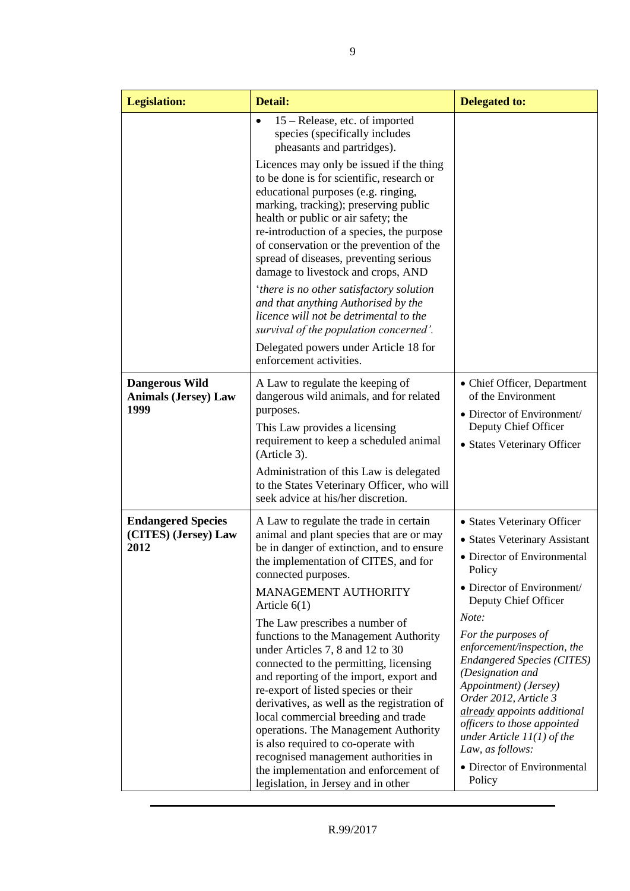| Legislation: | Detail: | Delegated to: |
| --- | --- | --- |
| | • 15 – Release, etc. of imported species (specifically includes pheasants and partridges).<br><br>Licences may only be issued if the thing to be done is for scientific, research or educational purposes (e.g. ringing, marking, tracking); preserving public health or public or air safety; the re-introduction of a species, the purpose of conservation or the prevention of the spread of diseases, preventing serious damage to livestock and crops, AND<br><br>'*there is no other satisfactory solution and that anything Authorised by the licence will not be detrimental to the survival of the population concerned'.*<br><br>Delegated powers under Article 18 for enforcement activities. | |
| **Dangerous Wild Animals (Jersey) Law 1999** | A Law to regulate the keeping of dangerous wild animals, and for related purposes.<br><br>This Law provides a licensing requirement to keep a scheduled animal (Article 3).<br><br>Administration of this Law is delegated to the States Veterinary Officer, who will seek advice at his/her discretion. | • Chief Officer, Department of the Environment<br>• Director of Environment/ Deputy Chief Officer<br>• States Veterinary Officer |
| **Endangered Species (CITES) (Jersey) Law 2012** | A Law to regulate the trade in certain animal and plant species that are or may be in danger of extinction, and to ensure the implementation of CITES, and for connected purposes.<br><br>MANAGEMENT AUTHORITY Article 6(1)<br><br>The Law prescribes a number of functions to the Management Authority under Articles 7, 8 and 12 to 30 connected to the permitting, licensing and reporting of the import, export and re-export of listed species or their derivatives, as well as the registration of local commercial breeding and trade operations. The Management Authority is also required to co-operate with recognised management authorities in the implementation and enforcement of legislation, in Jersey and in other | • States Veterinary Officer<br>• States Veterinary Assistant<br>• Director of Environmental Policy<br>• Director of Environment/ Deputy Chief Officer<br><br>*Note:*<br><br>*For the purposes of enforcement/inspection, the Endangered Species (CITES) (Designation and Appointment) (Jersey) Order 2012, Article 3 already appoints additional officers to those appointed under Article 11(1) of the Law, as follows:*<br><br>• Director of Environmental Policy |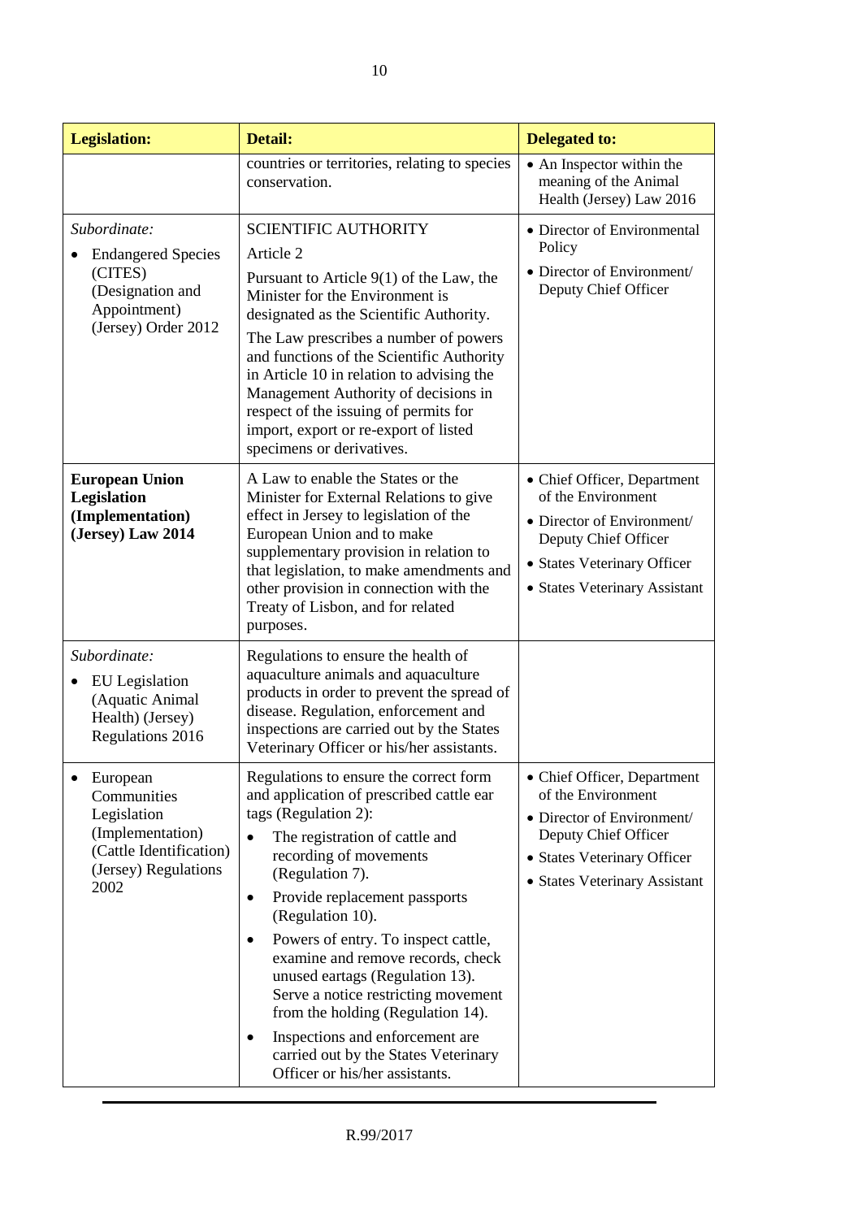| Legislation: | Detail: | Delegated to: |
|---|---|---|
| | countries or territories, relating to species conservation. | • An Inspector within the meaning of the Animal Health (Jersey) Law 2016 |
| *Subordinate:*<br>• Endangered Species (CITES) (Designation and Appointment) (Jersey) Order 2012 | SCIENTIFIC AUTHORITY<br>Article 2<br>Pursuant to Article 9(1) of the Law, the Minister for the Environment is designated as the Scientific Authority.<br>The Law prescribes a number of powers and functions of the Scientific Authority in Article 10 in relation to advising the Management Authority of decisions in respect of the issuing of permits for import, export or re-export of listed specimens or derivatives. | • Director of Environmental Policy<br>• Director of Environment/ Deputy Chief Officer |
| **European Union Legislation (Implementation) (Jersey) Law 2014** | A Law to enable the States or the Minister for External Relations to give effect in Jersey to legislation of the European Union and to make supplementary provision in relation to that legislation, to make amendments and other provision in connection with the Treaty of Lisbon, and for related purposes. | • Chief Officer, Department of the Environment<br>• Director of Environment/ Deputy Chief Officer<br>• States Veterinary Officer<br>• States Veterinary Assistant |
| *Subordinate:*<br>• EU Legislation (Aquatic Animal Health) (Jersey) Regulations 2016 | Regulations to ensure the health of aquaculture animals and aquaculture products in order to prevent the spread of disease. Regulation, enforcement and inspections are carried out by the States Veterinary Officer or his/her assistants. | |
| • European Communities Legislation (Implementation) (Cattle Identification) (Jersey) Regulations 2002 | Regulations to ensure the correct form and application of prescribed cattle ear tags (Regulation 2):<br>• The registration of cattle and recording of movements (Regulation 7).<br>• Provide replacement passports (Regulation 10).<br>• Powers of entry. To inspect cattle, examine and remove records, check unused eartags (Regulation 13). Serve a notice restricting movement from the holding (Regulation 14).<br>• Inspections and enforcement are carried out by the States Veterinary Officer or his/her assistants. | • Chief Officer, Department of the Environment<br>• Director of Environment/ Deputy Chief Officer<br>• States Veterinary Officer<br>• States Veterinary Assistant |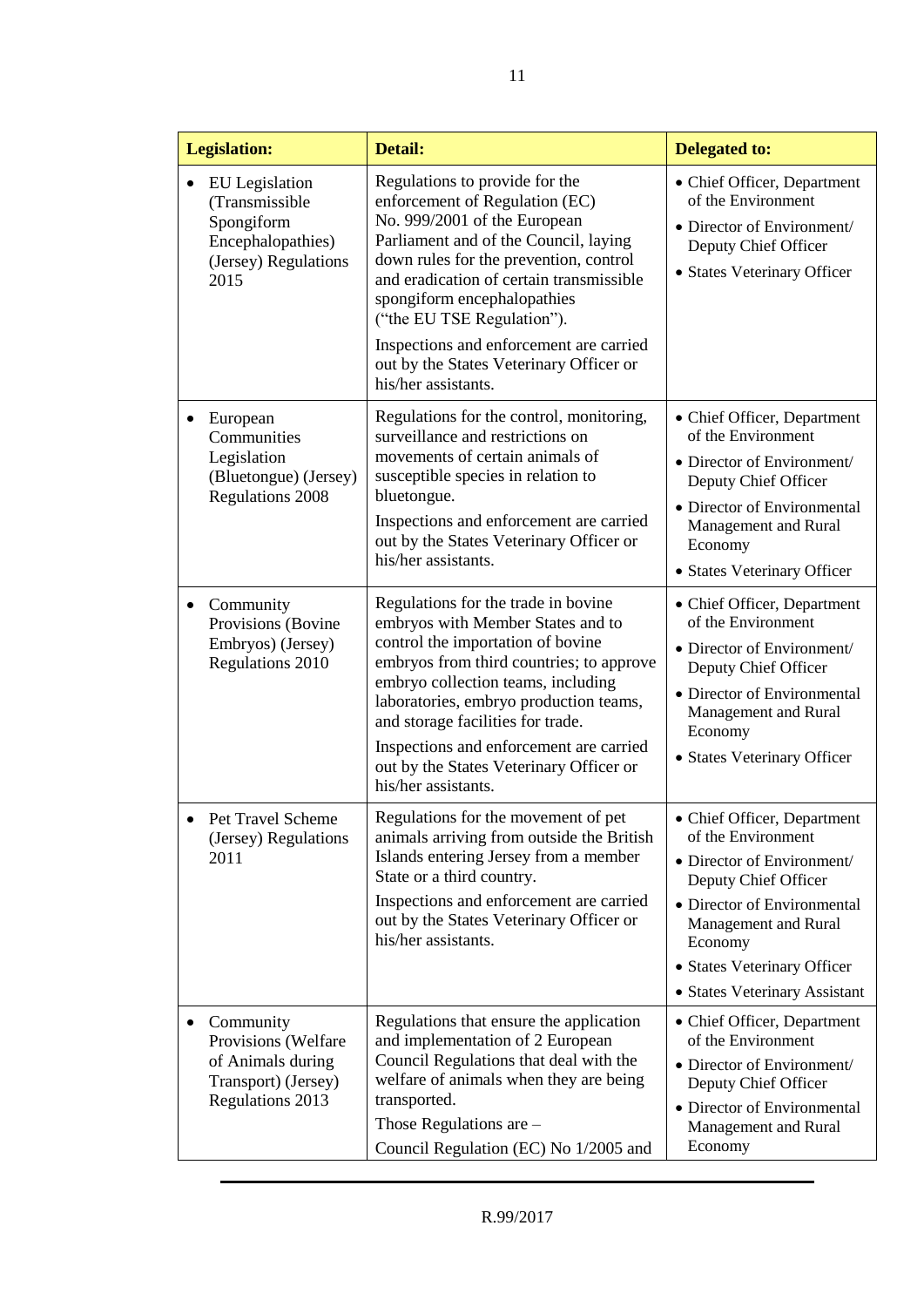| Legislation: | Detail: | Delegated to: |
|---|---|---|
| • EU Legislation (Transmissible Spongiform Encephalopathies) (Jersey) Regulations 2015 | Regulations to provide for the enforcement of Regulation (EC) No. 999/2001 of the European Parliament and of the Council, laying down rules for the prevention, control and eradication of certain transmissible spongiform encephalopathies ("the EU TSE Regulation").<br><br>Inspections and enforcement are carried out by the States Veterinary Officer or his/her assistants. | • Chief Officer, Department of the Environment<br>• Director of Environment/ Deputy Chief Officer<br>• States Veterinary Officer |
| • European Communities Legislation (Bluetongue) (Jersey) Regulations 2008 | Regulations for the control, monitoring, surveillance and restrictions on movements of certain animals of susceptible species in relation to bluetongue.<br><br>Inspections and enforcement are carried out by the States Veterinary Officer or his/her assistants. | • Chief Officer, Department of the Environment<br>• Director of Environment/ Deputy Chief Officer<br>• Director of Environmental Management and Rural Economy<br>• States Veterinary Officer |
| • Community Provisions (Bovine Embryos) (Jersey) Regulations 2010 | Regulations for the trade in bovine embryos with Member States and to control the importation of bovine embryos from third countries; to approve embryo collection teams, including laboratories, embryo production teams, and storage facilities for trade.<br><br>Inspections and enforcement are carried out by the States Veterinary Officer or his/her assistants. | • Chief Officer, Department of the Environment<br>• Director of Environment/ Deputy Chief Officer<br>• Director of Environmental Management and Rural Economy<br>• States Veterinary Officer |
| • Pet Travel Scheme (Jersey) Regulations 2011 | Regulations for the movement of pet animals arriving from outside the British Islands entering Jersey from a member State or a third country.<br><br>Inspections and enforcement are carried out by the States Veterinary Officer or his/her assistants. | • Chief Officer, Department of the Environment<br>• Director of Environment/ Deputy Chief Officer<br>• Director of Environmental Management and Rural Economy<br>• States Veterinary Officer<br>• States Veterinary Assistant |
| • Community Provisions (Welfare of Animals during Transport) (Jersey) Regulations 2013 | Regulations that ensure the application and implementation of 2 European Council Regulations that deal with the welfare of animals when they are being transported.<br><br>Those Regulations are –<br><br>Council Regulation (EC) No 1/2005 and | • Chief Officer, Department of the Environment<br>• Director of Environment/ Deputy Chief Officer<br>• Director of Environmental Management and Rural Economy |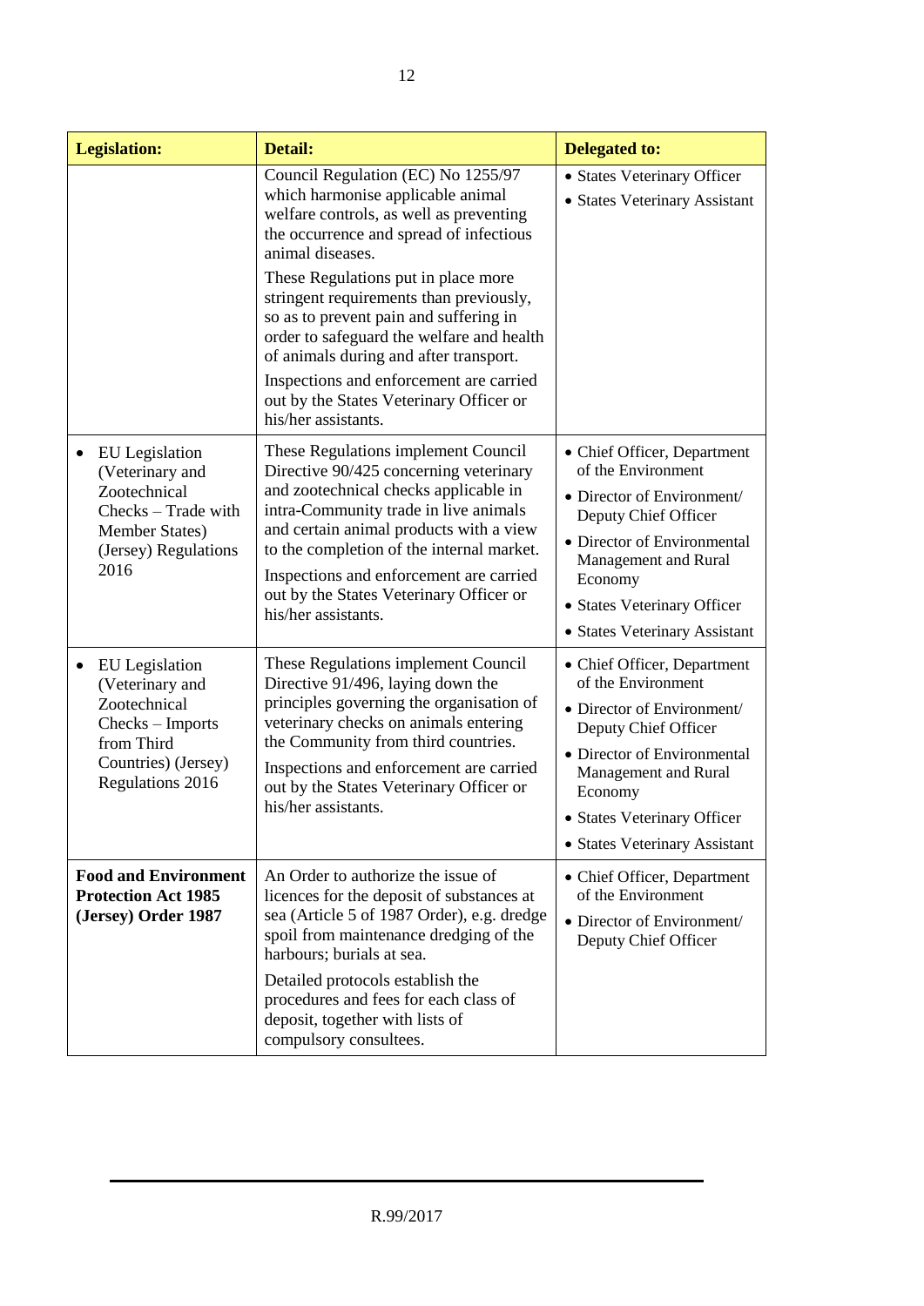| Legislation: | Detail: | Delegated to: |
|---|---|---|
| | Council Regulation (EC) No 1255/97 which harmonise applicable animal welfare controls, as well as preventing the occurrence and spread of infectious animal diseases.<br><br>These Regulations put in place more stringent requirements than previously, so as to prevent pain and suffering in order to safeguard the welfare and health of animals during and after transport.<br><br>Inspections and enforcement are carried out by the States Veterinary Officer or his/her assistants. | • States Veterinary Officer<br>• States Veterinary Assistant |
| • EU Legislation (Veterinary and Zootechnical Checks – Trade with Member States) (Jersey) Regulations 2016 | These Regulations implement Council Directive 90/425 concerning veterinary and zootechnical checks applicable in intra-Community trade in live animals and certain animal products with a view to the completion of the internal market.<br><br>Inspections and enforcement are carried out by the States Veterinary Officer or his/her assistants. | • Chief Officer, Department of the Environment<br>• Director of Environment/ Deputy Chief Officer<br>• Director of Environmental Management and Rural Economy<br>• States Veterinary Officer<br>• States Veterinary Assistant |
| • EU Legislation (Veterinary and Zootechnical Checks – Imports from Third Countries) (Jersey) Regulations 2016 | These Regulations implement Council Directive 91/496, laying down the principles governing the organisation of veterinary checks on animals entering the Community from third countries.<br><br>Inspections and enforcement are carried out by the States Veterinary Officer or his/her assistants. | • Chief Officer, Department of the Environment<br>• Director of Environment/ Deputy Chief Officer<br>• Director of Environmental Management and Rural Economy<br>• States Veterinary Officer<br>• States Veterinary Assistant |
| **Food and Environment Protection Act 1985 (Jersey) Order 1987** | An Order to authorize the issue of licences for the deposit of substances at sea (Article 5 of 1987 Order), e.g. dredge spoil from maintenance dredging of the harbours; burials at sea.<br><br>Detailed protocols establish the procedures and fees for each class of deposit, together with lists of compulsory consultees. | • Chief Officer, Department of the Environment<br>• Director of Environment/ Deputy Chief Officer |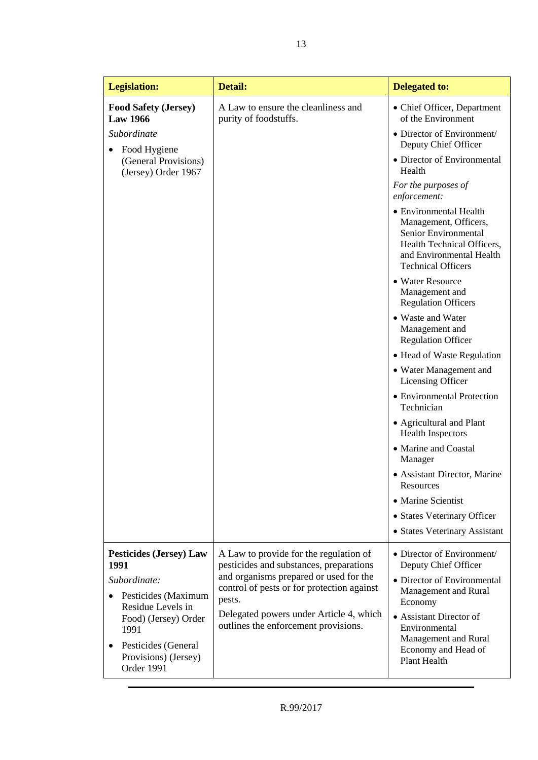| Legislation: | Detail: | Delegated to: |
| --- | --- | --- |
| **Food Safety (Jersey) Law 1966**<br>*Subordinate*<br>• Food Hygiene (General Provisions) (Jersey) Order 1967 | A Law to ensure the cleanliness and purity of foodstuffs. | • Chief Officer, Department of the Environment<br>• Director of Environment/ Deputy Chief Officer<br>• Director of Environmental Health<br>*For the purposes of enforcement:*<br>• Environmental Health Management, Officers, Senior Environmental Health Technical Officers, and Environmental Health Technical Officers<br>• Water Resource Management and Regulation Officers<br>• Waste and Water Management and Regulation Officer<br>• Head of Waste Regulation<br>• Water Management and Licensing Officer<br>• Environmental Protection Technician<br>• Agricultural and Plant Health Inspectors<br>• Marine and Coastal Manager<br>• Assistant Director, Marine Resources<br>• Marine Scientist<br>• States Veterinary Officer<br>• States Veterinary Assistant |
| **Pesticides (Jersey) Law 1991**<br>*Subordinate:*<br>• Pesticides (Maximum Residue Levels in Food) (Jersey) Order 1991<br>• Pesticides (General Provisions) (Jersey) Order 1991 | A Law to provide for the regulation of pesticides and substances, preparations and organisms prepared or used for the control of pests or for protection against pests.<br>Delegated powers under Article 4, which outlines the enforcement provisions. | • Director of Environment/ Deputy Chief Officer<br>• Director of Environmental Management and Rural Economy<br>• Assistant Director of Environmental Management and Rural Economy and Head of Plant Health |

R.99/2017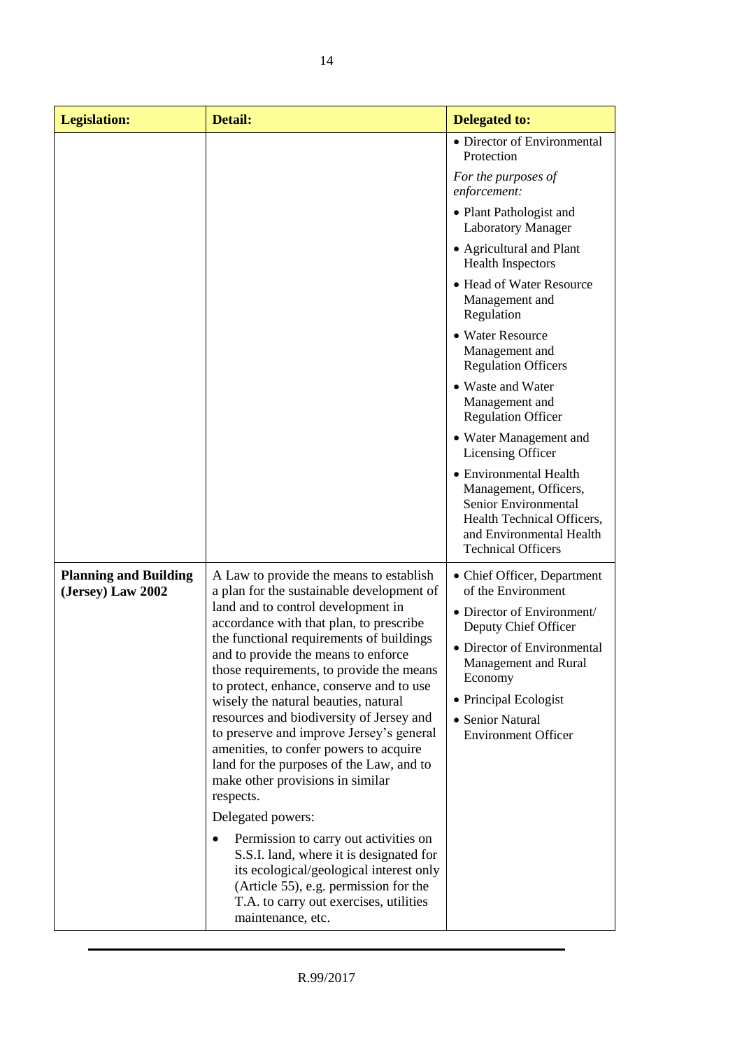| Legislation: | Detail: | Delegated to: |
|---|---|---|
| | | • Director of Environmental Protection<br>*For the purposes of enforcement:*<br>• Plant Pathologist and Laboratory Manager<br>• Agricultural and Plant Health Inspectors<br>• Head of Water Resource Management and Regulation<br>• Water Resource Management and Regulation Officers<br>• Waste and Water Management and Regulation Officer<br>• Water Management and Licensing Officer<br>• Environmental Health Management, Officers, Senior Environmental Health Technical Officers, and Environmental Health Technical Officers |
| **Planning and Building (Jersey) Law 2002** | A Law to provide the means to establish a plan for the sustainable development of land and to control development in accordance with that plan, to prescribe the functional requirements of buildings and to provide the means to enforce those requirements, to provide the means to protect, enhance, conserve and to use wisely the natural beauties, natural resources and biodiversity of Jersey and to preserve and improve Jersey's general amenities, to confer powers to acquire land for the purposes of the Law, and to make other provisions in similar respects.<br>Delegated powers:<br>• Permission to carry out activities on S.S.I. land, where it is designated for its ecological/geological interest only (Article 55), e.g. permission for the T.A. to carry out exercises, utilities maintenance, etc. | • Chief Officer, Department of the Environment<br>• Director of Environment/ Deputy Chief Officer<br>• Director of Environmental Management and Rural Economy<br>• Principal Ecologist<br>• Senior Natural Environment Officer |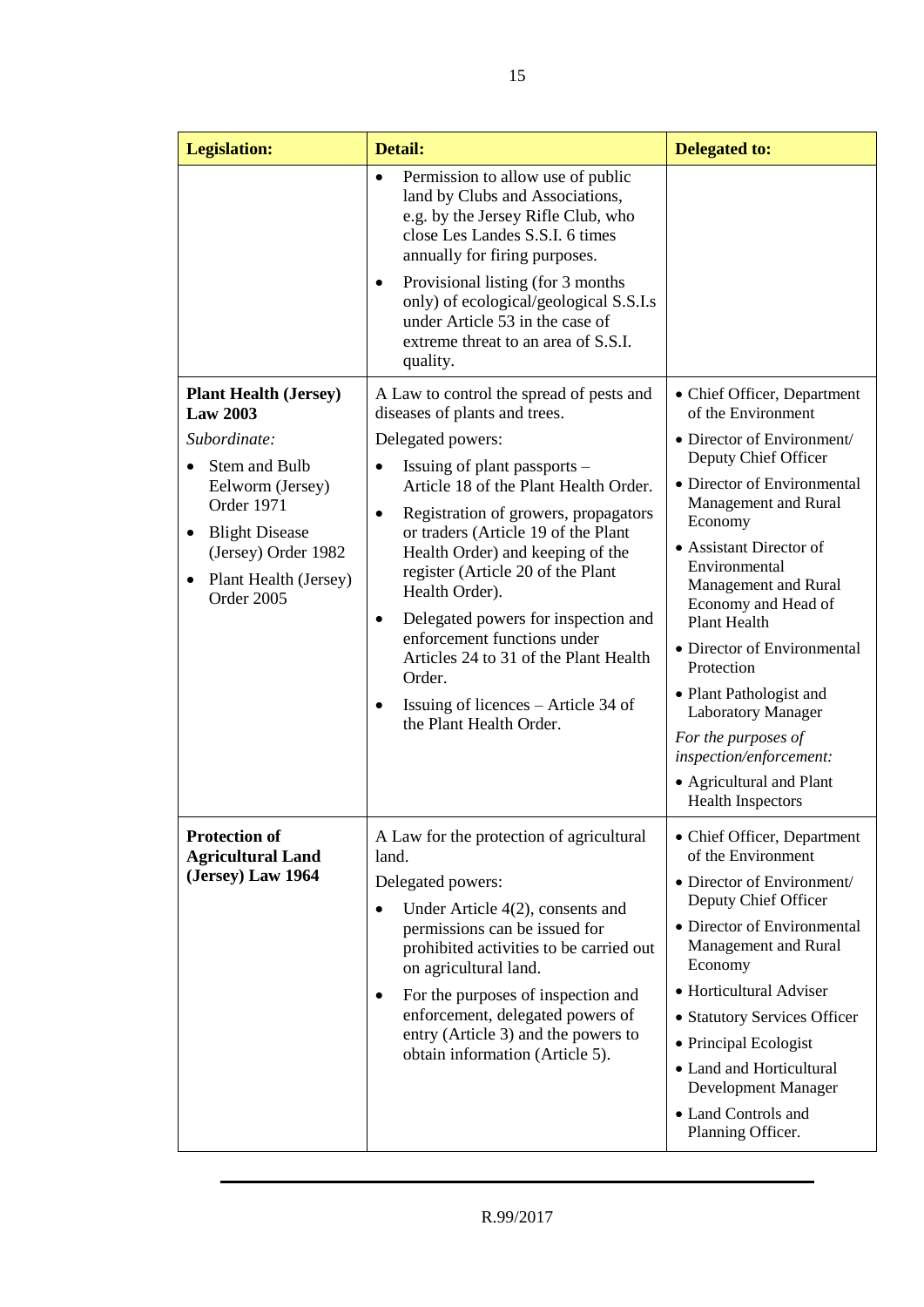| Legislation: | Detail: | Delegated to: |
|---|---|---|
| | • Permission to allow use of public land by Clubs and Associations, e.g. by the Jersey Rifle Club, who close Les Landes S.S.I. 6 times annually for firing purposes.<br>• Provisional listing (for 3 months only) of ecological/geological S.S.I.s under Article 53 in the case of extreme threat to an area of S.S.I. quality. | |
| **Plant Health (Jersey) Law 2003**<br>*Subordinate:*<br>• Stem and Bulb Eelworm (Jersey) Order 1971<br>• Blight Disease (Jersey) Order 1982<br>• Plant Health (Jersey) Order 2005 | A Law to control the spread of pests and diseases of plants and trees.<br>Delegated powers:<br>• Issuing of plant passports – Article 18 of the Plant Health Order.<br>• Registration of growers, propagators or traders (Article 19 of the Plant Health Order) and keeping of the register (Article 20 of the Plant Health Order).<br>• Delegated powers for inspection and enforcement functions under Articles 24 to 31 of the Plant Health Order.<br>• Issuing of licences – Article 34 of the Plant Health Order. | • Chief Officer, Department of the Environment<br>• Director of Environment/ Deputy Chief Officer<br>• Director of Environmental Management and Rural Economy<br>• Assistant Director of Environmental Management and Rural Economy and Head of Plant Health<br>• Director of Environmental Protection<br>• Plant Pathologist and Laboratory Manager<br>*For the purposes of inspection/enforcement:*<br>• Agricultural and Plant Health Inspectors |
| **Protection of Agricultural Land (Jersey) Law 1964** | A Law for the protection of agricultural land.<br>Delegated powers:<br>• Under Article 4(2), consents and permissions can be issued for prohibited activities to be carried out on agricultural land.<br>• For the purposes of inspection and enforcement, delegated powers of entry (Article 3) and the powers to obtain information (Article 5). | • Chief Officer, Department of the Environment<br>• Director of Environment/ Deputy Chief Officer<br>• Director of Environmental Management and Rural Economy<br>• Horticultural Adviser<br>• Statutory Services Officer<br>• Principal Ecologist<br>• Land and Horticultural Development Manager<br>• Land Controls and Planning Officer. |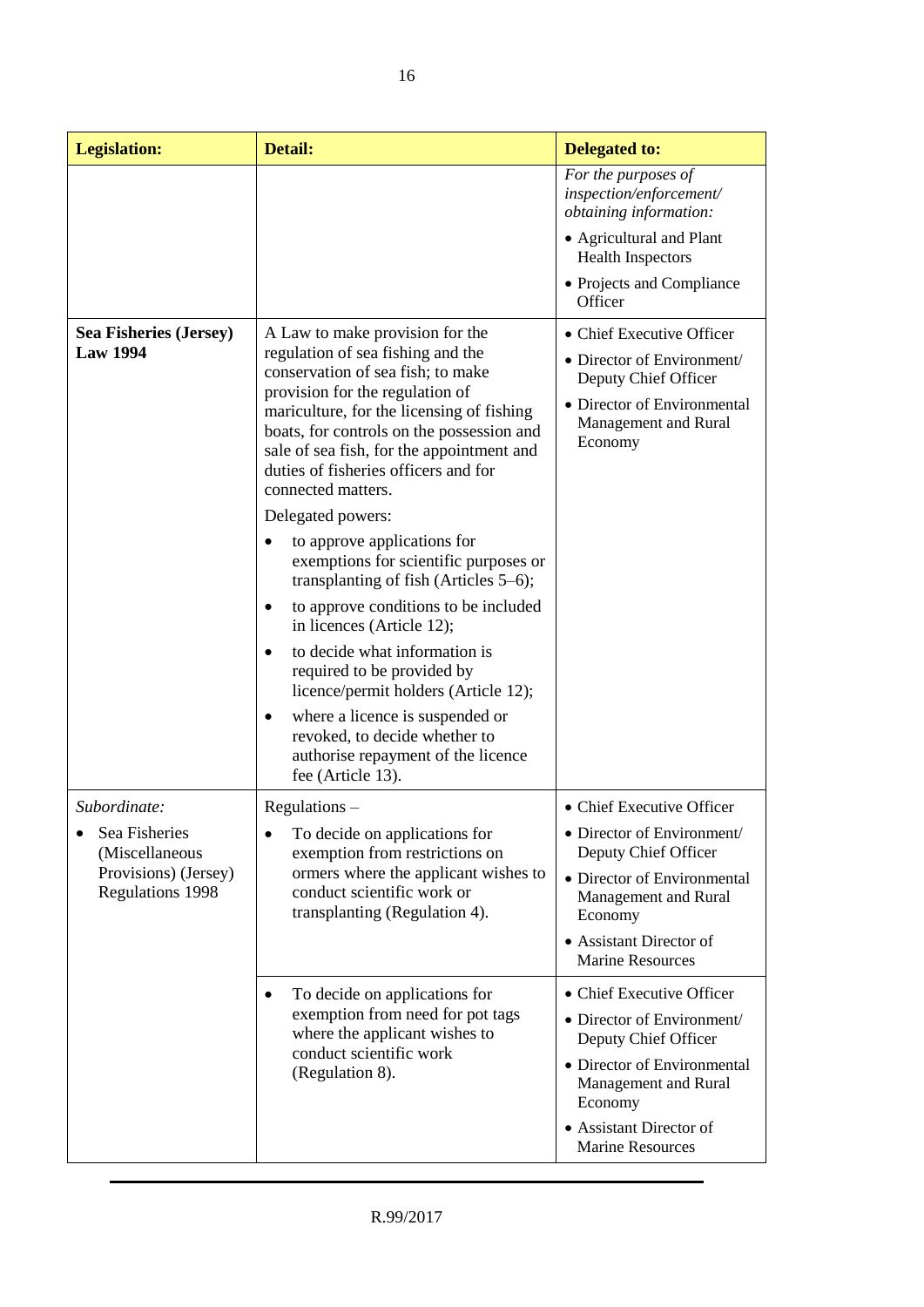| **Legislation:** | **Detail:** | **Delegated to:** |
|---|---|---|
| | | *For the purposes of inspection/enforcement/ obtaining information:* <br> • Agricultural and Plant Health Inspectors <br> • Projects and Compliance Officer |
| **Sea Fisheries (Jersey) Law 1994** | A Law to make provision for the regulation of sea fishing and the conservation of sea fish; to make provision for the regulation of mariculture, for the licensing of fishing boats, for controls on the possession and sale of sea fish, for the appointment and duties of fisheries officers and for connected matters. <br> Delegated powers: <br> • to approve applications for exemptions for scientific purposes or transplanting of fish (Articles 5–6); <br> • to approve conditions to be included in licences (Article 12); <br> • to decide what information is required to be provided by licence/permit holders (Article 12); <br> • where a licence is suspended or revoked, to decide whether to authorise repayment of the licence fee (Article 13). | • Chief Executive Officer <br> • Director of Environment/ Deputy Chief Officer <br> • Director of Environmental Management and Rural Economy |
| *Subordinate:* <br> • Sea Fisheries (Miscellaneous Provisions) (Jersey) Regulations 1998 | Regulations – <br> • To decide on applications for exemption from restrictions on ormers where the applicant wishes to conduct scientific work or transplanting (Regulation 4). | • Chief Executive Officer <br> • Director of Environment/ Deputy Chief Officer <br> • Director of Environmental Management and Rural Economy <br> • Assistant Director of Marine Resources |
| | • To decide on applications for exemption from need for pot tags where the applicant wishes to conduct scientific work (Regulation 8). | • Chief Executive Officer <br> • Director of Environment/ Deputy Chief Officer <br> • Director of Environmental Management and Rural Economy <br> • Assistant Director of Marine Resources |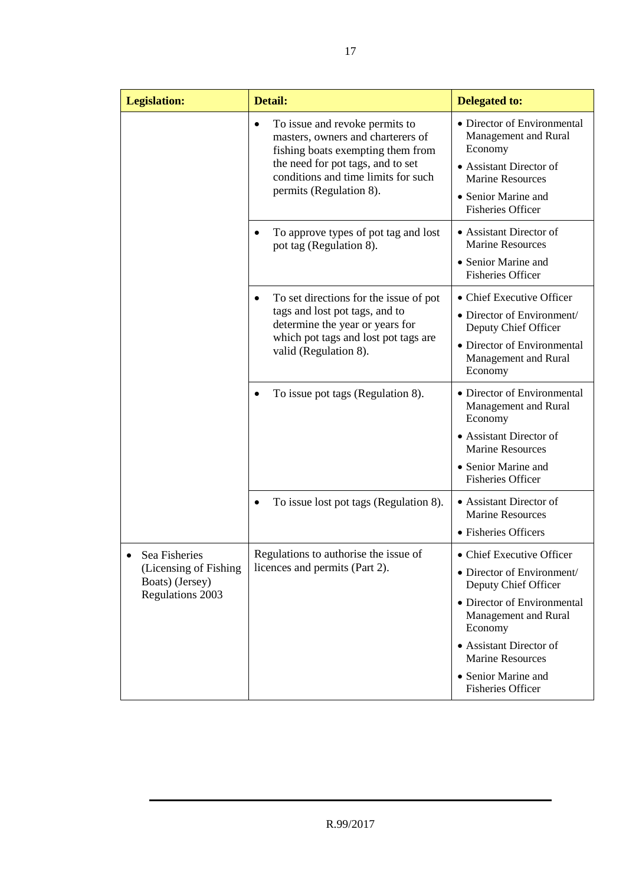| Legislation: | Detail: | Delegated to: |
|---|---|---|
| | • To issue and revoke permits to masters, owners and charterers of fishing boats exempting them from the need for pot tags, and to set conditions and time limits for such permits (Regulation 8). | • Director of Environmental Management and Rural Economy<br>• Assistant Director of Marine Resources<br>• Senior Marine and Fisheries Officer |
| | • To approve types of pot tag and lost pot tag (Regulation 8). | • Assistant Director of Marine Resources<br>• Senior Marine and Fisheries Officer |
| | • To set directions for the issue of pot tags and lost pot tags, and to determine the year or years for which pot tags and lost pot tags are valid (Regulation 8). | • Chief Executive Officer<br>• Director of Environment/ Deputy Chief Officer<br>• Director of Environmental Management and Rural Economy |
| | • To issue pot tags (Regulation 8). | • Director of Environmental Management and Rural Economy<br>• Assistant Director of Marine Resources<br>• Senior Marine and Fisheries Officer |
| | • To issue lost pot tags (Regulation 8). | • Assistant Director of Marine Resources<br>• Fisheries Officers |
| • Sea Fisheries (Licensing of Fishing Boats) (Jersey) Regulations 2003 | Regulations to authorise the issue of licences and permits (Part 2). | • Chief Executive Officer<br>• Director of Environment/ Deputy Chief Officer<br>• Director of Environmental Management and Rural Economy<br>• Assistant Director of Marine Resources<br>• Senior Marine and Fisheries Officer |

R.99/2017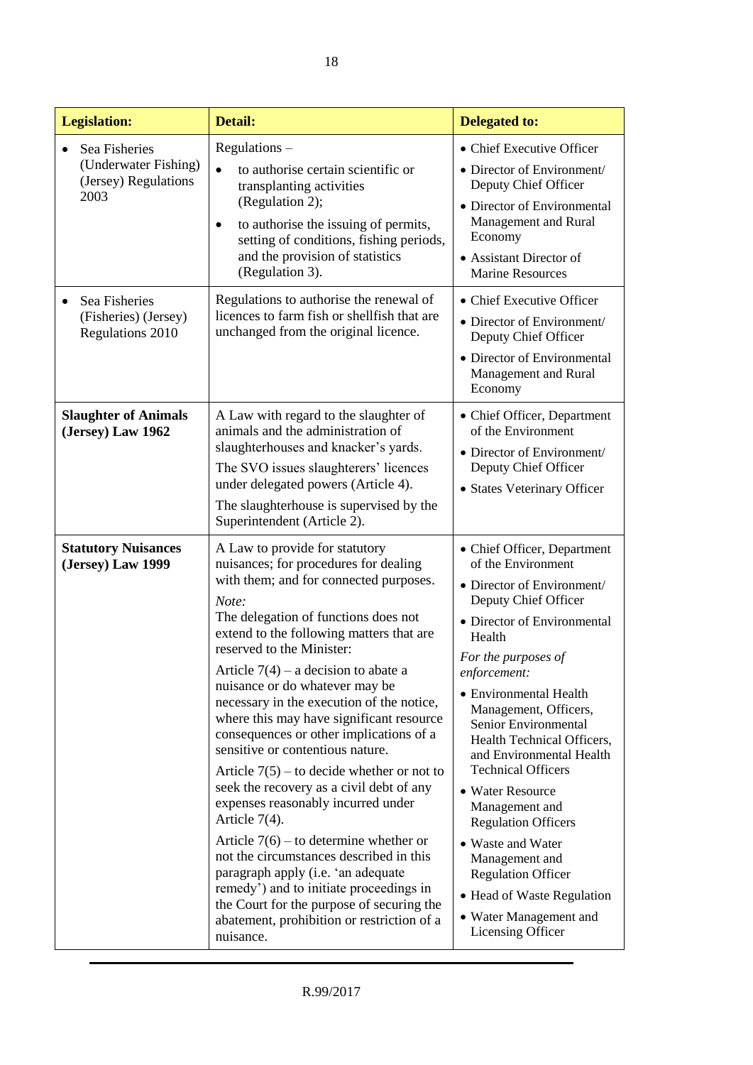| Legislation: | Detail: | Delegated to: |
| --- | --- | --- |
| • Sea Fisheries (Underwater Fishing) (Jersey) Regulations 2003 | Regulations – <br>• to authorise certain scientific or transplanting activities (Regulation 2); <br>• to authorise the issuing of permits, setting of conditions, fishing periods, and the provision of statistics (Regulation 3). | • Chief Executive Officer <br>• Director of Environment/ Deputy Chief Officer <br>• Director of Environmental Management and Rural Economy <br>• Assistant Director of Marine Resources |
| • Sea Fisheries (Fisheries) (Jersey) Regulations 2010 | Regulations to authorise the renewal of licences to farm fish or shellfish that are unchanged from the original licence. | • Chief Executive Officer <br>• Director of Environment/ Deputy Chief Officer <br>• Director of Environmental Management and Rural Economy |
| **Slaughter of Animals (Jersey) Law 1962** | A Law with regard to the slaughter of animals and the administration of slaughterhouses and knacker's yards. <br>The SVO issues slaughterers' licences under delegated powers (Article 4). <br>The slaughterhouse is supervised by the Superintendent (Article 2). | • Chief Officer, Department of the Environment <br>• Director of Environment/ Deputy Chief Officer <br>• States Veterinary Officer |
| **Statutory Nuisances (Jersey) Law 1999** | A Law to provide for statutory nuisances; for procedures for dealing with them; and for connected purposes. <br>*Note:* <br>The delegation of functions does not extend to the following matters that are reserved to the Minister: <br>Article 7(4) – a decision to abate a nuisance or do whatever may be necessary in the execution of the notice, where this may have significant resource consequences or other implications of a sensitive or contentious nature. <br>Article 7(5) – to decide whether or not to seek the recovery as a civil debt of any expenses reasonably incurred under Article 7(4). <br>Article 7(6) – to determine whether or not the circumstances described in this paragraph apply (i.e. 'an adequate remedy') and to initiate proceedings in the Court for the purpose of securing the abatement, prohibition or restriction of a nuisance. | • Chief Officer, Department of the Environment <br>• Director of Environment/ Deputy Chief Officer <br>• Director of Environmental Health <br>*For the purposes of enforcement:* <br>• Environmental Health Management, Officers, Senior Environmental Health Technical Officers, and Environmental Health Technical Officers <br>• Water Resource Management and Regulation Officers <br>• Waste and Water Management and Regulation Officer <br>• Head of Waste Regulation <br>• Water Management and Licensing Officer |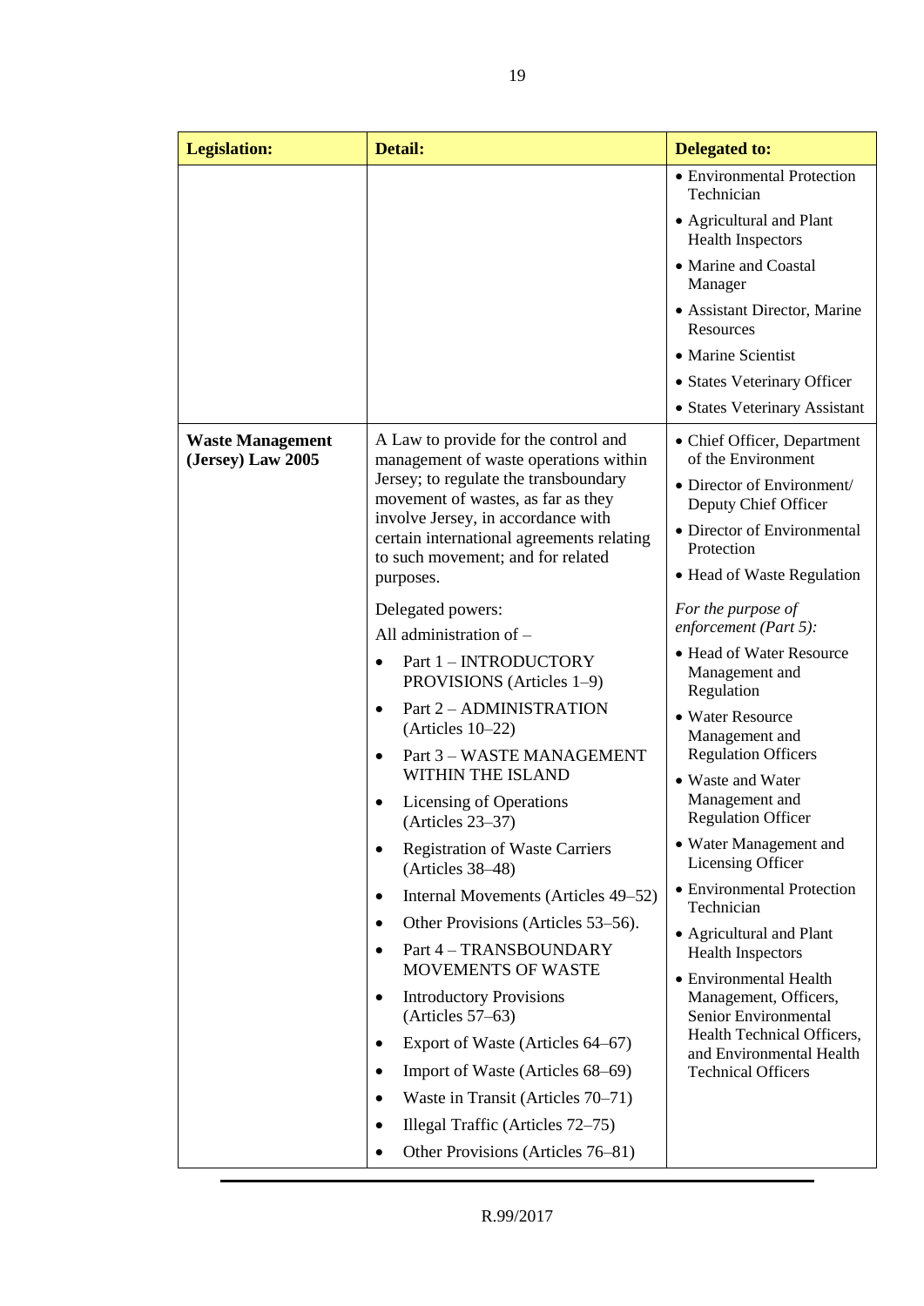| Legislation: | Detail: | Delegated to: |
|---|---|---|
| | | • Environmental Protection Technician<br>• Agricultural and Plant Health Inspectors<br>• Marine and Coastal Manager<br>• Assistant Director, Marine Resources<br>• Marine Scientist<br>• States Veterinary Officer<br>• States Veterinary Assistant |
| **Waste Management (Jersey) Law 2005** | A Law to provide for the control and management of waste operations within Jersey; to regulate the transboundary movement of wastes, as far as they involve Jersey, in accordance with certain international agreements relating to such movement; and for related purposes.<br><br>Delegated powers:<br>All administration of –<br>• Part 1 – INTRODUCTORY PROVISIONS (Articles 1–9)<br>• Part 2 – ADMINISTRATION (Articles 10–22)<br>• Part 3 – WASTE MANAGEMENT WITHIN THE ISLAND<br>• Licensing of Operations (Articles 23–37)<br>• Registration of Waste Carriers (Articles 38–48)<br>• Internal Movements (Articles 49–52)<br>• Other Provisions (Articles 53–56).<br>• Part 4 – TRANSBOUNDARY MOVEMENTS OF WASTE<br>• Introductory Provisions (Articles 57–63)<br>• Export of Waste (Articles 64–67)<br>• Import of Waste (Articles 68–69)<br>• Waste in Transit (Articles 70–71)<br>• Illegal Traffic (Articles 72–75)<br>• Other Provisions (Articles 76–81) | • Chief Officer, Department of the Environment<br>• Director of Environment/ Deputy Chief Officer<br>• Director of Environmental Protection<br>• Head of Waste Regulation<br><br>*For the purpose of enforcement (Part 5):*<br>• Head of Water Resource Management and Regulation<br>• Water Resource Management and Regulation Officers<br>• Waste and Water Management and Regulation Officer<br>• Water Management and Licensing Officer<br>• Environmental Protection Technician<br>• Agricultural and Plant Health Inspectors<br>• Environmental Health Management, Officers, Senior Environmental Health Technical Officers, and Environmental Health Technical Officers |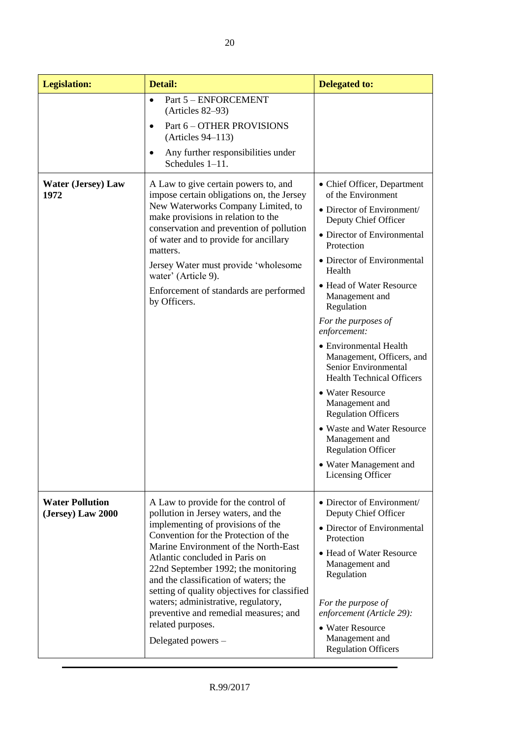| Legislation: | Detail: | Delegated to: |
|---|---|---|
| | • Part 5 – ENFORCEMENT (Articles 82–93)<br>• Part 6 – OTHER PROVISIONS (Articles 94–113)<br>• Any further responsibilities under Schedules 1–11. | |
| **Water (Jersey) Law 1972** | A Law to give certain powers to, and impose certain obligations on, the Jersey New Waterworks Company Limited, to make provisions in relation to the conservation and prevention of pollution of water and to provide for ancillary matters.<br>Jersey Water must provide 'wholesome water' (Article 9).<br>Enforcement of standards are performed by Officers. | • Chief Officer, Department of the Environment<br>• Director of Environment/ Deputy Chief Officer<br>• Director of Environmental Protection<br>• Director of Environmental Health<br>• Head of Water Resource Management and Regulation<br>*For the purposes of enforcement:*<br>• Environmental Health Management, Officers, and Senior Environmental Health Technical Officers<br>• Water Resource Management and Regulation Officers<br>• Waste and Water Resource Management and Regulation Officer<br>• Water Management and Licensing Officer |
| **Water Pollution (Jersey) Law 2000** | A Law to provide for the control of pollution in Jersey waters, and the implementing of provisions of the Convention for the Protection of the Marine Environment of the North-East Atlantic concluded in Paris on 22nd September 1992; the monitoring and the classification of waters; the setting of quality objectives for classified waters; administrative, regulatory, preventive and remedial measures; and related purposes.<br>Delegated powers – | • Director of Environment/ Deputy Chief Officer<br>• Director of Environmental Protection<br>• Head of Water Resource Management and Regulation<br>*For the purpose of enforcement (Article 29):*<br>• Water Resource Management and Regulation Officers |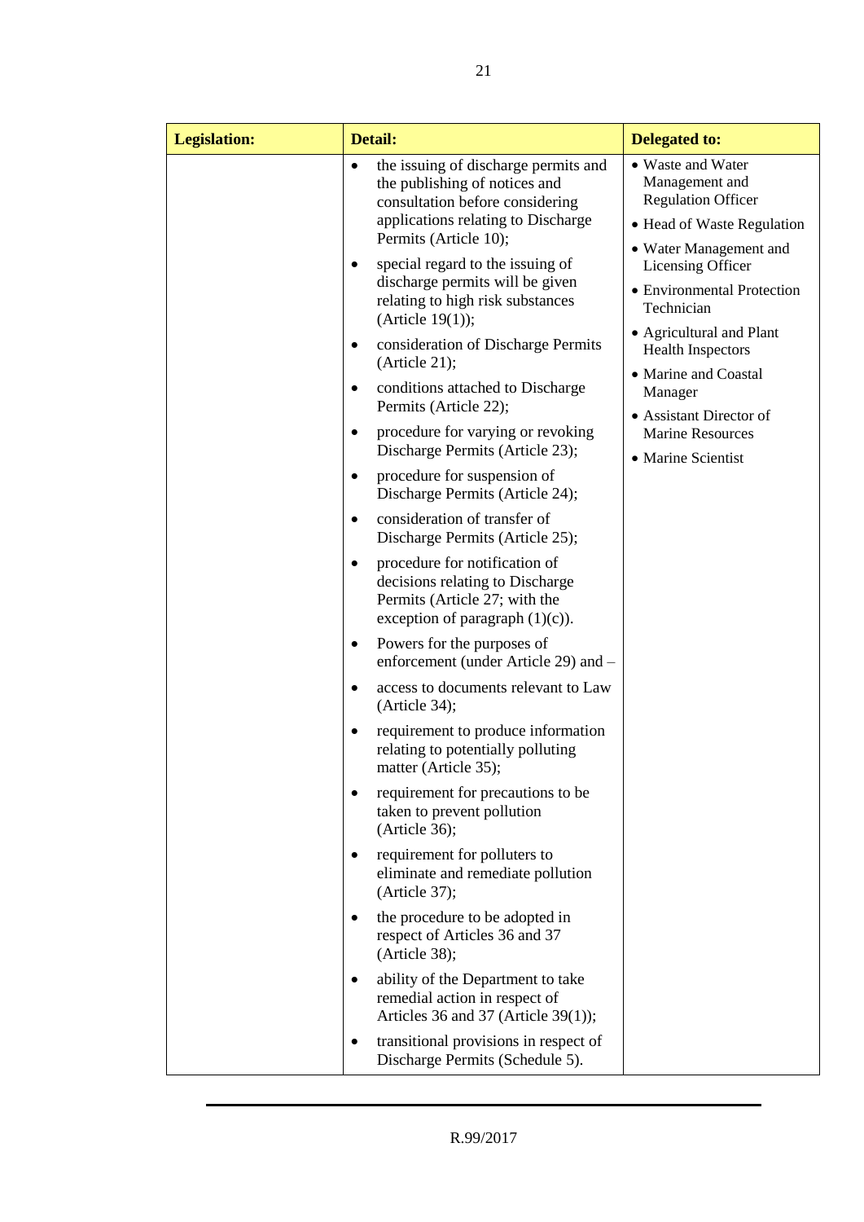| Legislation: | Detail: | Delegated to: |
| --- | --- | --- |
| | • the issuing of discharge permits and the publishing of notices and consultation before considering applications relating to Discharge Permits (Article 10);<br>• special regard to the issuing of discharge permits will be given relating to high risk substances (Article 19(1));<br>• consideration of Discharge Permits (Article 21);<br>• conditions attached to Discharge Permits (Article 22);<br>• procedure for varying or revoking Discharge Permits (Article 23);<br>• procedure for suspension of Discharge Permits (Article 24);<br>• consideration of transfer of Discharge Permits (Article 25);<br>• procedure for notification of decisions relating to Discharge Permits (Article 27; with the exception of paragraph (1)(c)).<br>• Powers for the purposes of enforcement (under Article 29) and –<br>• access to documents relevant to Law (Article 34);<br>• requirement to produce information relating to potentially polluting matter (Article 35);<br>• requirement for precautions to be taken to prevent pollution (Article 36);<br>• requirement for polluters to eliminate and remediate pollution (Article 37);<br>• the procedure to be adopted in respect of Articles 36 and 37 (Article 38);<br>• ability of the Department to take remedial action in respect of Articles 36 and 37 (Article 39(1));<br>• transitional provisions in respect of Discharge Permits (Schedule 5). | • Waste and Water Management and Regulation Officer<br>• Head of Waste Regulation<br>• Water Management and Licensing Officer<br>• Environmental Protection Technician<br>• Agricultural and Plant Health Inspectors<br>• Marine and Coastal Manager<br>• Assistant Director of Marine Resources<br>• Marine Scientist |

R.99/2017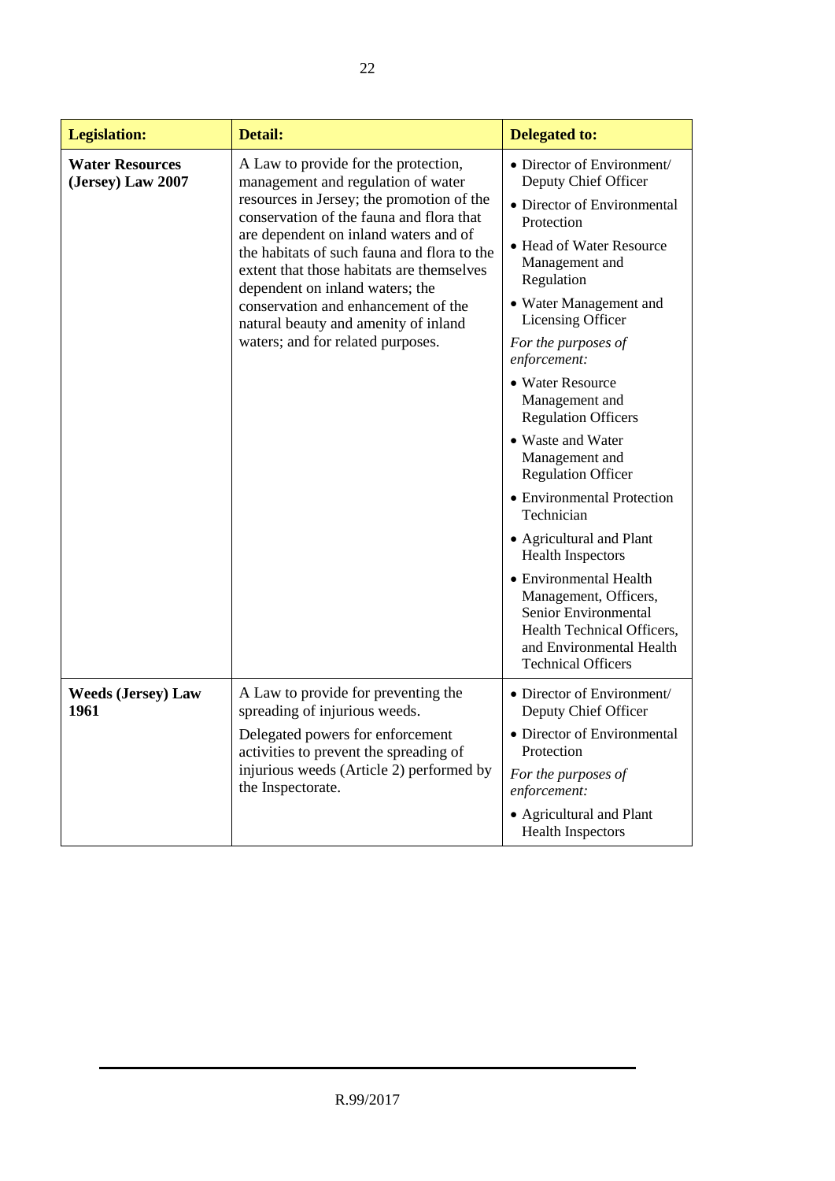| Legislation: | Detail: | Delegated to: |
|---|---|---|
| **Water Resources (Jersey) Law 2007** | A Law to provide for the protection, management and regulation of water resources in Jersey; the promotion of the conservation of the fauna and flora that are dependent on inland waters and of the habitats of such fauna and flora to the extent that those habitats are themselves dependent on inland waters; the conservation and enhancement of the natural beauty and amenity of inland waters; and for related purposes. | • Director of Environment/ Deputy Chief Officer<br>• Director of Environmental Protection<br>• Head of Water Resource Management and Regulation<br>• Water Management and Licensing Officer<br>*For the purposes of enforcement:*<br>• Water Resource Management and Regulation Officers<br>• Waste and Water Management and Regulation Officer<br>• Environmental Protection Technician<br>• Agricultural and Plant Health Inspectors<br>• Environmental Health Management, Officers, Senior Environmental Health Technical Officers, and Environmental Health Technical Officers |
| **Weeds (Jersey) Law 1961** | A Law to provide for preventing the spreading of injurious weeds.<br>Delegated powers for enforcement activities to prevent the spreading of injurious weeds (Article 2) performed by the Inspectorate. | • Director of Environment/ Deputy Chief Officer<br>• Director of Environmental Protection<br>*For the purposes of enforcement:*<br>• Agricultural and Plant Health Inspectors |